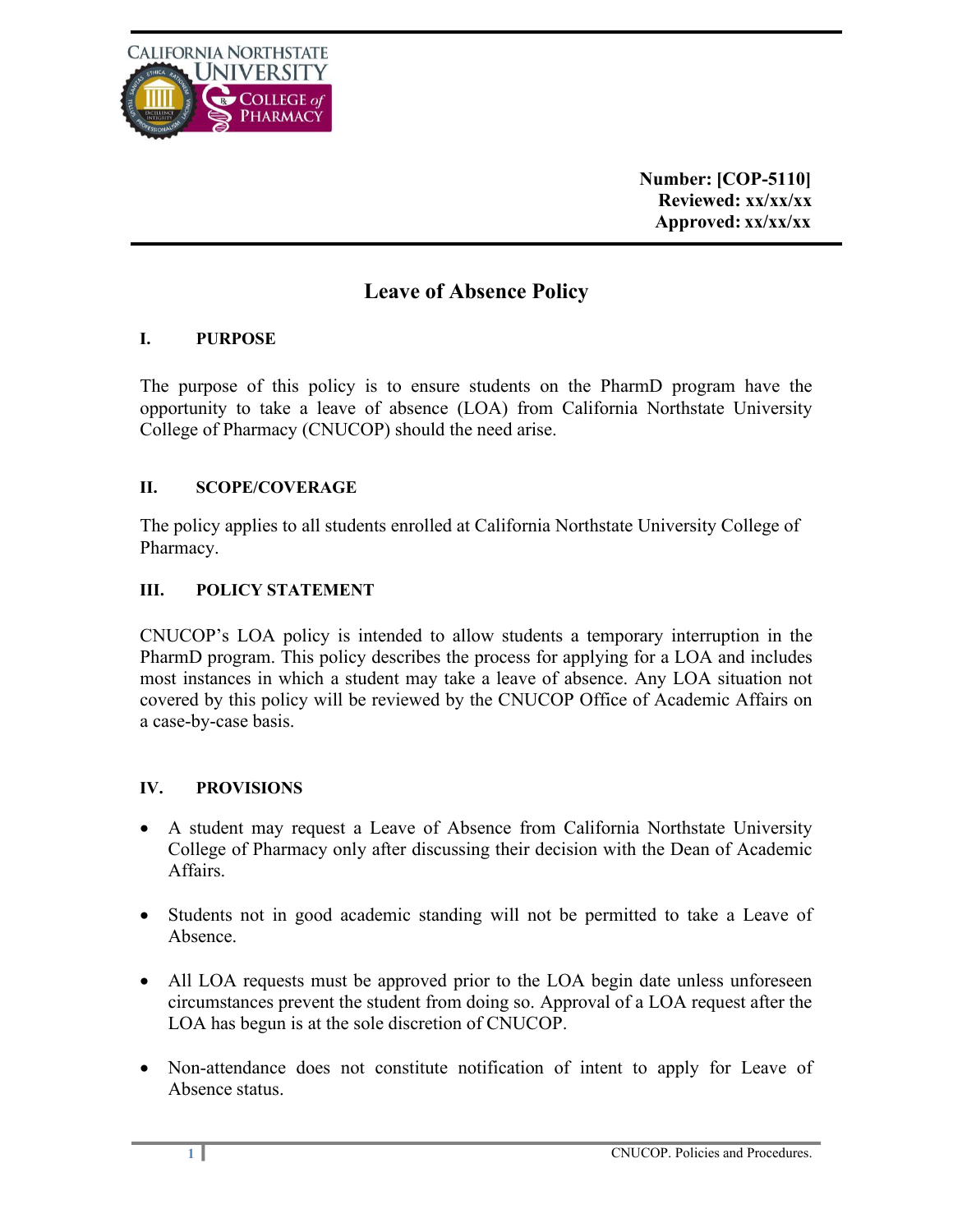Number: [COP-5110]
Reviewed: xx/xx/xx
Approved: xx/xx/xx

# Leave of Absence Policy

## I. PURPOSE

The purpose of this policy is to ensure students on the PharmD program have the opportunity to take a leave of absence (LOA) from California Northstate University College of Pharmacy (CNUCOP) should the need arise.

## II. SCOPE/COVERAGE

The policy applies to all students enrolled at California Northstate University College of Pharmacy.

## III. POLICY STATEMENT

CNUCOP's LOA policy is intended to allow students a temporary interruption in the PharmD program. This policy describes the process for applying for a LOA and includes most instances in which a student may take a leave of absence. Any LOA situation not covered by this policy will be reviewed by the CNUCOP Office of Academic Affairs on a case-by-case basis.

## IV. PROVISIONS

- A student may request a Leave of Absence from California Northstate University College of Pharmacy only after discussing their decision with the Dean of Academic Affairs.

- Students not in good academic standing will not be permitted to take a Leave of Absence.

- All LOA requests must be approved prior to the LOA begin date unless unforeseen circumstances prevent the student from doing so. Approval of a LOA request after the LOA has begun is at the sole discretion of CNUCOP.

- Non-attendance does not constitute notification of intent to apply for Leave of Absence status.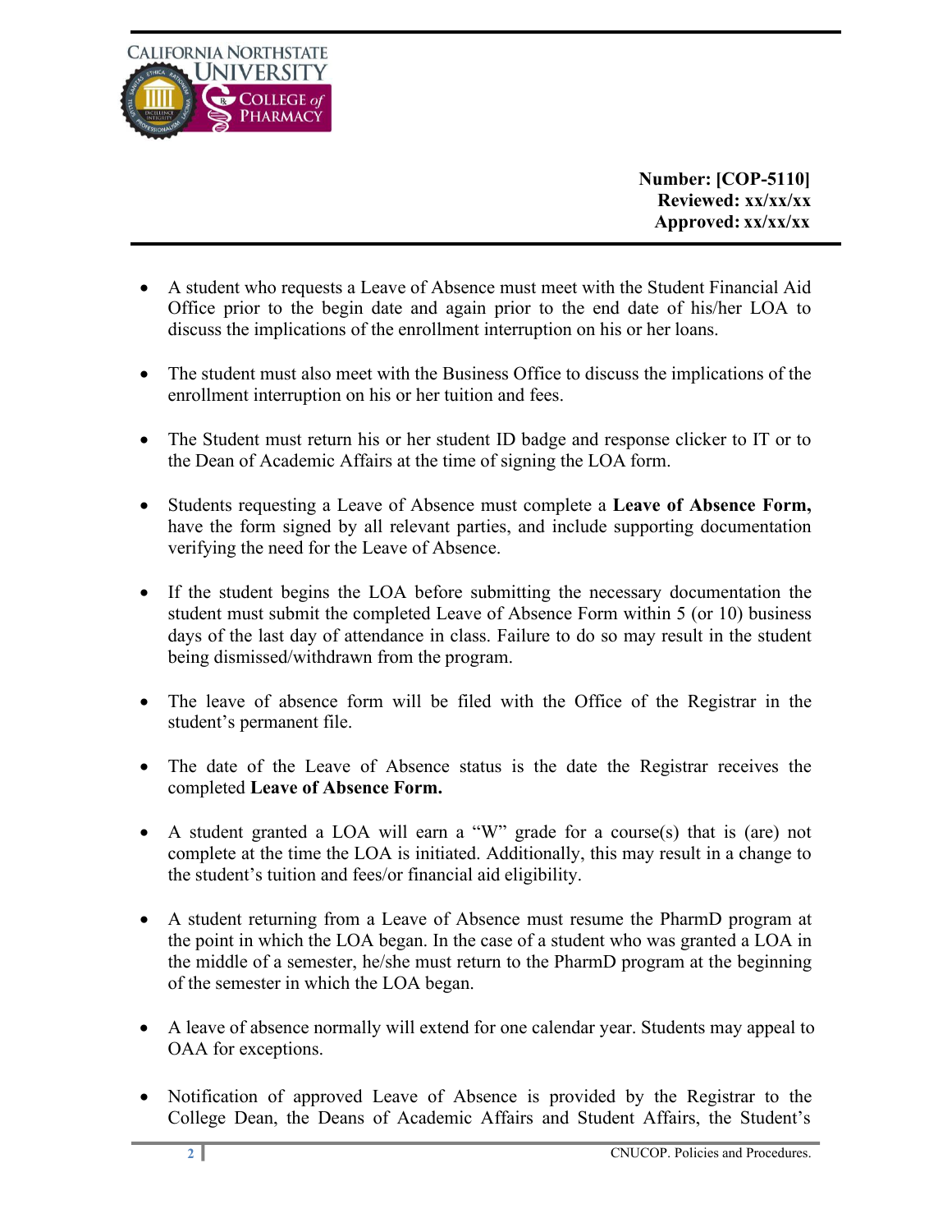- A student who requests a Leave of Absence must meet with the Student Financial Aid Office prior to the begin date and again prior to the end date of his/her LOA to discuss the implications of the enrollment interruption on his or her loans.

- The student must also meet with the Business Office to discuss the implications of the enrollment interruption on his or her tuition and fees.

- The Student must return his or her student ID badge and response clicker to IT or to the Dean of Academic Affairs at the time of signing the LOA form.

- Students requesting a Leave of Absence must complete a **Leave of Absence Form,** have the form signed by all relevant parties, and include supporting documentation verifying the need for the Leave of Absence.

- If the student begins the LOA before submitting the necessary documentation the student must submit the completed Leave of Absence Form within 5 (or 10) business days of the last day of attendance in class. Failure to do so may result in the student being dismissed/withdrawn from the program.

- The leave of absence form will be filed with the Office of the Registrar in the student's permanent file.

- The date of the Leave of Absence status is the date the Registrar receives the completed **Leave of Absence Form.**

- A student granted a LOA will earn a "W" grade for a course(s) that is (are) not complete at the time the LOA is initiated. Additionally, this may result in a change to the student's tuition and fees/or financial aid eligibility.

- A student returning from a Leave of Absence must resume the PharmD program at the point in which the LOA began. In the case of a student who was granted a LOA in the middle of a semester, he/she must return to the PharmD program at the beginning of the semester in which the LOA began.

- A leave of absence normally will extend for one calendar year. Students may appeal to OAA for exceptions.

- Notification of approved Leave of Absence is provided by the Registrar to the College Dean, the Deans of Academic Affairs and Student Affairs, the Student's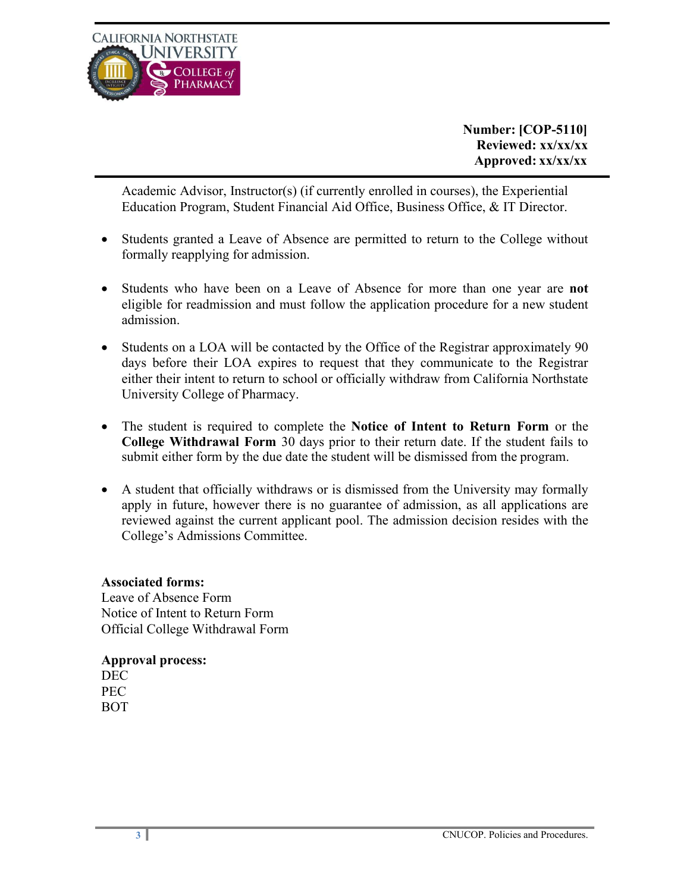Academic Advisor, Instructor(s) (if currently enrolled in courses), the Experiential Education Program, Student Financial Aid Office, Business Office, & IT Director.

- Students granted a Leave of Absence are permitted to return to the College without formally reapplying for admission.

- Students who have been on a Leave of Absence for more than one year are **not** eligible for readmission and must follow the application procedure for a new student admission.

- Students on a LOA will be contacted by the Office of the Registrar approximately 90 days before their LOA expires to request that they communicate to the Registrar either their intent to return to school or officially withdraw from California Northstate University College of Pharmacy.

- The student is required to complete the **Notice of Intent to Return Form** or the **College Withdrawal Form** 30 days prior to their return date. If the student fails to submit either form by the due date the student will be dismissed from the program.

- A student that officially withdraws or is dismissed from the University may formally apply in future, however there is no guarantee of admission, as all applications are reviewed against the current applicant pool. The admission decision resides with the College's Admissions Committee.

**Associated forms:**
Leave of Absence Form
Notice of Intent to Return Form
Official College Withdrawal Form

**Approval process:**
DEC
PEC
BOT